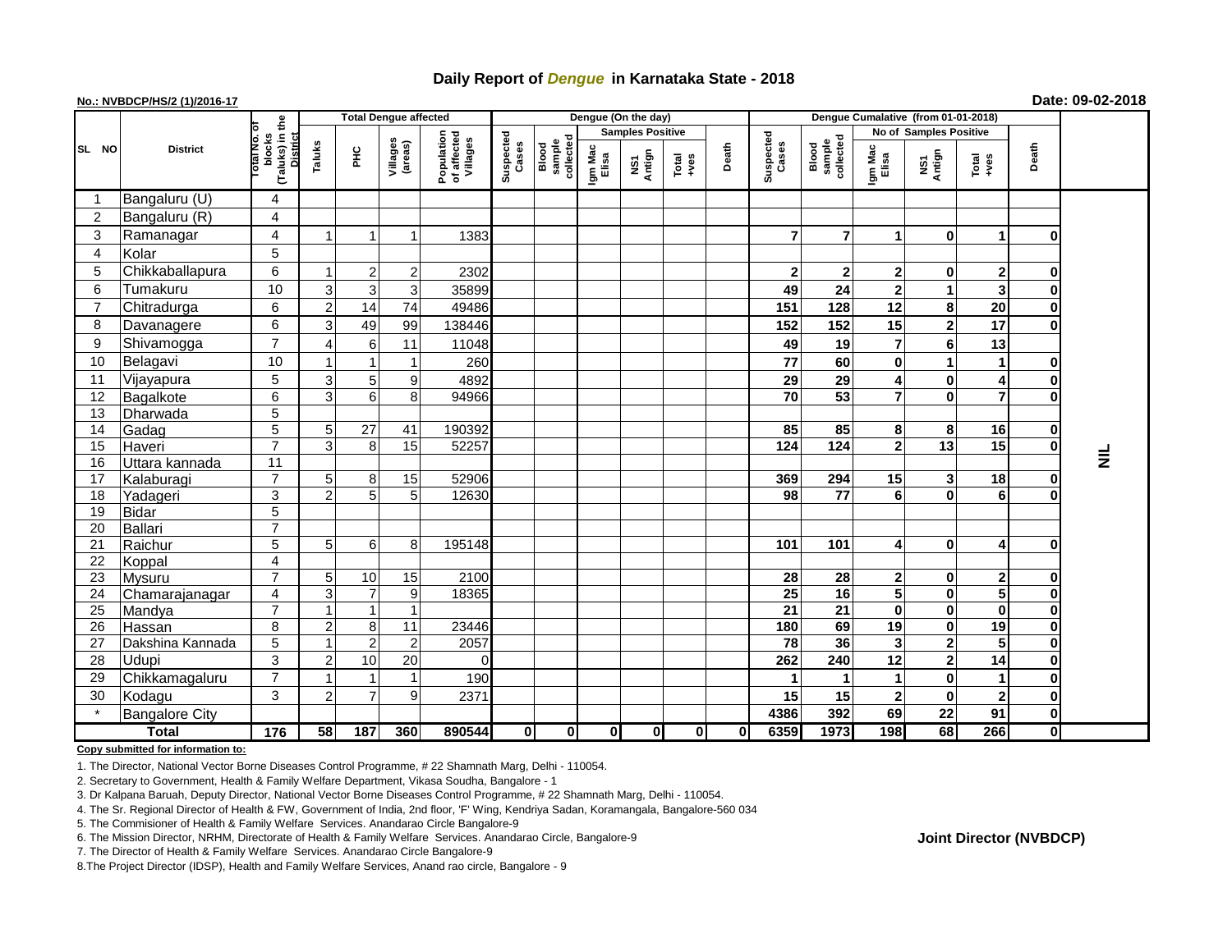# Daily Report of *Dengue* in Karnataka State - 2018

**No.: NVBDCP/HS/2 (1)/2016-17**

**Date: 09-02-2018**

| SL NO | District | Total No. of blocks (Taluks) in the District | Total Dengue affected | | | | Dengue (On the day) | | | | | | Dengue Cumalative (from 01-01-2018) | | | | | | |
|---|---|---|---|---|---|---|---|---|---|---|---|---|---|---|---|---|---|---|---|
| | | | Taluks | PHC | Villages (areas) | Population of affected Villages | Suspected Cases | Blood sample collected | Samples Positive | | | Death | Suspected Cases | Blood sample collected | No of Samples Positive | | | Death | |
| | | | | | | | | | Igm Mac Elisa | NS1 Antign | Total +ves | | | | Igm Mac Elisa | NS1 Antign | Total +ves | | |
| 1 | Bangaluru (U) | 4 | | | | | | | | | | | | | | | | | NIL |
| 2 | Bangaluru (R) | 4 | | | | | | | | | | | | | | | | | |
| 3 | Ramanagar | 4 | 1 | 1 | 1 | 1383 | | | | | | | 7 | 7 | 1 | 0 | 1 | 0 | |
| 4 | Kolar | 5 | | | | | | | | | | | | | | | | | |
| 5 | Chikkaballapura | 6 | 1 | 2 | 2 | 2302 | | | | | | | 2 | 2 | 2 | 0 | 2 | 0 | |
| 6 | Tumakuru | 10 | 3 | 3 | 3 | 35899 | | | | | | | 49 | 24 | 2 | 1 | 3 | 0 | |
| 7 | Chitradurga | 6 | 2 | 14 | 74 | 49486 | | | | | | | 151 | 128 | 12 | 8 | 20 | 0 | |
| 8 | Davanagere | 6 | 3 | 49 | 99 | 138446 | | | | | | | 152 | 152 | 15 | 2 | 17 | 0 | |
| 9 | Shivamogga | 7 | 4 | 6 | 11 | 11048 | | | | | | | 49 | 19 | 7 | 6 | 13 | | |
| 10 | Belagavi | 10 | 1 | 1 | 1 | 260 | | | | | | | 77 | 60 | 0 | 1 | 1 | 0 | |
| 11 | Vijayapura | 5 | 3 | 5 | 9 | 4892 | | | | | | | 29 | 29 | 4 | 0 | 4 | 0 | |
| 12 | Bagalkote | 6 | 3 | 6 | 8 | 94966 | | | | | | | 70 | 53 | 7 | 0 | 7 | 0 | |
| 13 | Dharwada | 5 | | | | | | | | | | | | | | | | | |
| 14 | Gadag | 5 | 5 | 27 | 41 | 190392 | | | | | | | 85 | 85 | 8 | 8 | 16 | 0 | |
| 15 | Haveri | 7 | 3 | 8 | 15 | 52257 | | | | | | | 124 | 124 | 2 | 13 | 15 | 0 | |
| 16 | Uttara kannada | 11 | | | | | | | | | | | | | | | | | |
| 17 | Kalaburagi | 7 | 5 | 8 | 15 | 52906 | | | | | | | 369 | 294 | 15 | 3 | 18 | 0 | |
| 18 | Yadageri | 3 | 2 | 5 | 5 | 12630 | | | | | | | 98 | 77 | 6 | 0 | 6 | 0 | |
| 19 | Bidar | 5 | | | | | | | | | | | | | | | | | |
| 20 | Ballari | 7 | | | | | | | | | | | | | | | | | |
| 21 | Raichur | 5 | 5 | 6 | 8 | 195148 | | | | | | | 101 | 101 | 4 | 0 | 4 | 0 | |
| 22 | Koppal | 4 | | | | | | | | | | | | | | | | | |
| 23 | Mysuru | 7 | 5 | 10 | 15 | 2100 | | | | | | | 28 | 28 | 2 | 0 | 2 | 0 | |
| 24 | Chamarajanagar | 4 | 3 | 7 | 9 | 18365 | | | | | | | 25 | 16 | 5 | 0 | 5 | 0 | |
| 25 | Mandya | 7 | 1 | 1 | 1 | | | | | | | | 21 | 21 | 0 | 0 | 0 | 0 | |
| 26 | Hassan | 8 | 2 | 8 | 11 | 23446 | | | | | | | 180 | 69 | 19 | 0 | 19 | 0 | |
| 27 | Dakshina Kannada | 5 | 1 | 2 | 2 | 2057 | | | | | | | 78 | 36 | 3 | 2 | 5 | 0 | |
| 28 | Udupi | 3 | 2 | 10 | 20 | 0 | | | | | | | 262 | 240 | 12 | 2 | 14 | 0 | |
| 29 | Chikkamagaluru | 7 | 1 | 1 | 1 | 190 | | | | | | | 1 | 1 | 1 | 0 | 1 | 0 | |
| 30 | Kodagu | 3 | 2 | 7 | 9 | 2371 | | | | | | | 15 | 15 | 2 | 0 | 2 | 0 | |
| * | Bangalore City | | | | | | | | | | | | 4386 | 392 | 69 | 22 | 91 | 0 | |
| **Total** | | **176** | **58** | **187** | **360** | **890544** | **0** | **0** | **0** | **0** | **0** | **0** | **6359** | **1973** | **198** | **68** | **266** | **0** | |

**Copy submitted for information to:**

1. The Director, National Vector Borne Diseases Control Programme, # 22 Shamnath Marg, Delhi - 110054.
2. Secretary to Government, Health & Family Welfare Department, Vikasa Soudha, Bangalore - 1
3. Dr Kalpana Baruah, Deputy Director, National Vector Borne Diseases Control Programme, # 22 Shamnath Marg, Delhi - 110054.
4. The Sr. Regional Director of Health & FW, Government of India, 2nd floor, 'F' Wing, Kendriya Sadan, Koramangala, Bangalore-560 034
5. The Commisioner of Health & Family Welfare Services. Anandarao Circle Bangalore-9
6. The Mission Director, NRHM, Directorate of Health & Family Welfare Services. Anandarao Circle, Bangalore-9
7. The Director of Health & Family Welfare Services. Anandarao Circle Bangalore-9
8. The Project Director (IDSP), Health and Family Welfare Services, Anand rao circle, Bangalore - 9

**Joint Director (NVBDCP)**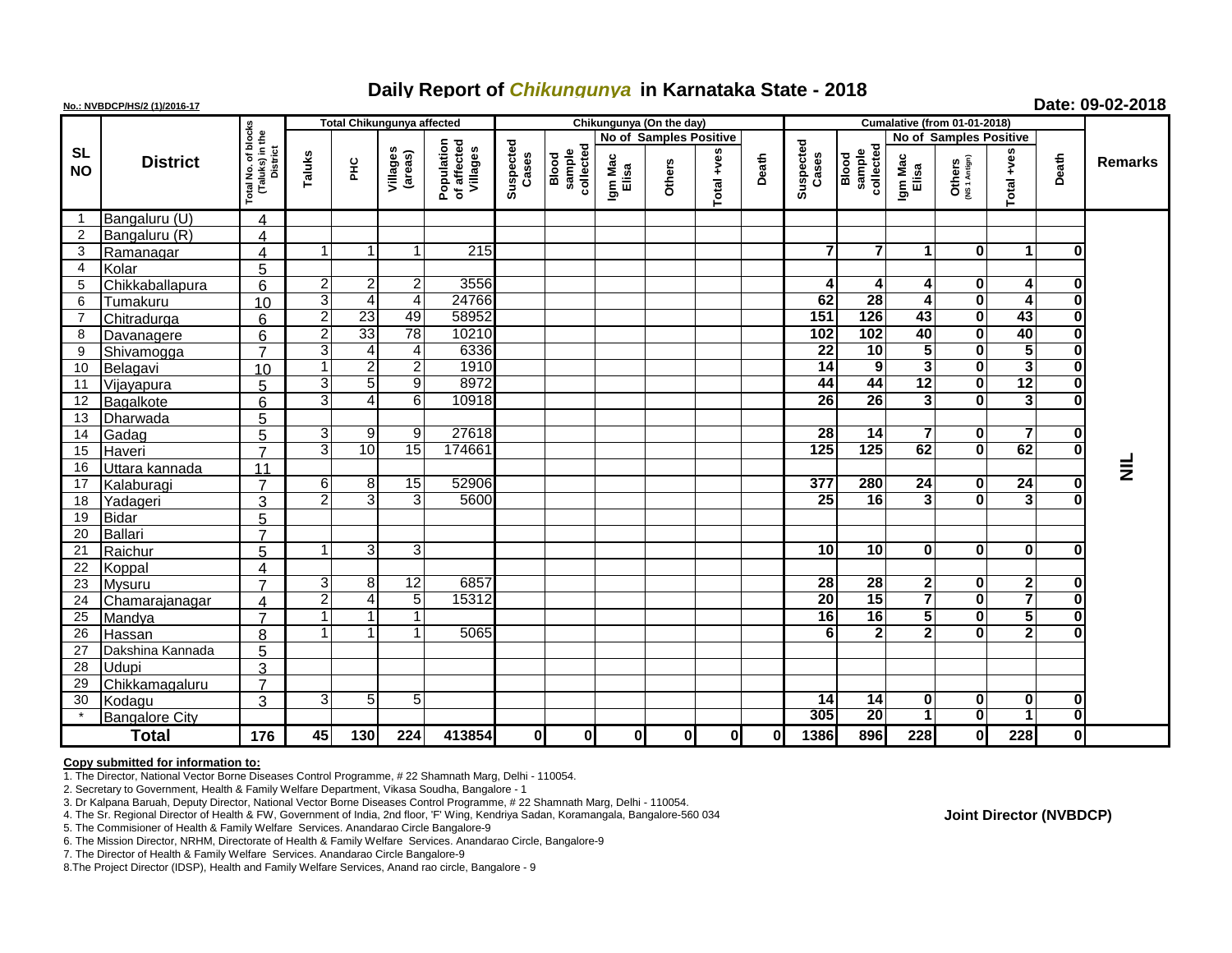# Daily Report of *Chikungunya* in Karnataka State - 2018

**No.: NVBDCP/HS/2 (1)/2016-17**

**Date: 09-02-2018**

| SL NO | District | Total No. of blocks (Taluks) in the District | Total Chikungunya affected | | | | Chikungunya (On the day) | | | | | | Cumalative (from 01-01-2018) | | | | | | Remarks |
|---|---|---|---|---|---|---|---|---|---|---|---|---|---|---|---|---|---|---|---|
| | | | Taluks | PHC | Villages (areas) | Population of affected Villages | Suspected Cases | Blood sample collected | No of Samples Positive | | | Death | Suspected Cases | Blood sample collected | No of Samples Positive | | | Death | |
| | | | | | | | | | Igm Mac Elisa | Others | Total +ves | | | | Igm Mac Elisa | Others (NS 1 Antign) | Total +ves | | |
| 1 | Bangaluru (U) | 4 | | | | | | | | | | | | | | | | | NIL |
| 2 | Bangaluru (R) | 4 | | | | | | | | | | | | | | | | | |
| 3 | Ramanagar | 4 | 1 | 1 | 1 | 215 | | | | | | | 7 | 7 | 1 | 0 | 1 | 0 | |
| 4 | Kolar | 5 | | | | | | | | | | | | | | | | | |
| 5 | Chikkaballapura | 6 | 2 | 2 | 2 | 3556 | | | | | | | 4 | 4 | 4 | 0 | 4 | 0 | |
| 6 | Tumakuru | 10 | 3 | 4 | 4 | 24766 | | | | | | | 62 | 28 | 4 | 0 | 4 | 0 | |
| 7 | Chitradurga | 6 | 2 | 23 | 49 | 58952 | | | | | | | 151 | 126 | 43 | 0 | 43 | 0 | |
| 8 | Davanagere | 6 | 2 | 33 | 78 | 10210 | | | | | | | 102 | 102 | 40 | 0 | 40 | 0 | |
| 9 | Shivamogga | 7 | 3 | 4 | 4 | 6336 | | | | | | | 22 | 10 | 5 | 0 | 5 | 0 | |
| 10 | Belagavi | 10 | 1 | 2 | 2 | 1910 | | | | | | | 14 | 9 | 3 | 0 | 3 | 0 | |
| 11 | Vijayapura | 5 | 3 | 5 | 9 | 8972 | | | | | | | 44 | 44 | 12 | 0 | 12 | 0 | |
| 12 | Bagalkote | 6 | 3 | 4 | 6 | 10918 | | | | | | | 26 | 26 | 3 | 0 | 3 | 0 | |
| 13 | Dharwada | 5 | | | | | | | | | | | | | | | | | |
| 14 | Gadag | 5 | 3 | 9 | 9 | 27618 | | | | | | | 28 | 14 | 7 | 0 | 7 | 0 | |
| 15 | Haveri | 7 | 3 | 10 | 15 | 174661 | | | | | | | 125 | 125 | 62 | 0 | 62 | 0 | |
| 16 | Uttara kannada | 11 | | | | | | | | | | | | | | | | | |
| 17 | Kalaburagi | 7 | 6 | 8 | 15 | 52906 | | | | | | | 377 | 280 | 24 | 0 | 24 | 0 | |
| 18 | Yadageri | 3 | 2 | 3 | 3 | 5600 | | | | | | | 25 | 16 | 3 | 0 | 3 | 0 | |
| 19 | Bidar | 5 | | | | | | | | | | | | | | | | | |
| 20 | Ballari | 7 | | | | | | | | | | | | | | | | | |
| 21 | Raichur | 5 | 1 | 3 | 3 | | | | | | | | 10 | 10 | 0 | 0 | 0 | 0 | |
| 22 | Koppal | 4 | | | | | | | | | | | | | | | | | |
| 23 | Mysuru | 7 | 3 | 8 | 12 | 6857 | | | | | | | 28 | 28 | 2 | 0 | 2 | 0 | |
| 24 | Chamarajanagar | 4 | 2 | 4 | 5 | 15312 | | | | | | | 20 | 15 | 7 | 0 | 7 | 0 | |
| 25 | Mandya | 7 | 1 | 1 | 1 | | | | | | | | 16 | 16 | 5 | 0 | 5 | 0 | |
| 26 | Hassan | 8 | 1 | 1 | 1 | 5065 | | | | | | | 6 | 2 | 2 | 0 | 2 | 0 | |
| 27 | Dakshina Kannada | 5 | | | | | | | | | | | | | | | | | |
| 28 | Udupi | 3 | | | | | | | | | | | | | | | | | |
| 29 | Chikkamagaluru | 7 | | | | | | | | | | | | | | | | | |
| 30 | Kodagu | 3 | 3 | 5 | 5 | | | | | | | | 14 | 14 | 0 | 0 | 0 | 0 | |
| * | Bangalore City | | | | | | | | | | | | 305 | 20 | 1 | 0 | 1 | 0 | |
| **Total** | | **176** | **45** | **130** | **224** | **413854** | **0** | **0** | **0** | **0** | **0** | **0** | **1386** | **896** | **228** | **0** | **228** | **0** | |

**Copy submitted for information to:**

1. The Director, National Vector Borne Diseases Control Programme, # 22 Shamnath Marg, Delhi - 110054.
2. Secretary to Government, Health & Family Welfare Department, Vikasa Soudha, Bangalore - 1
3. Dr Kalpana Baruah, Deputy Director, National Vector Borne Diseases Control Programme, # 22 Shamnath Marg, Delhi - 110054.
4. The Sr. Regional Director of Health & FW, Government of India, 2nd floor, 'F' Wing, Kendriya Sadan, Koramangala, Bangalore-560 034
5. The Commisioner of Health & Family Welfare Services. Anandarao Circle Bangalore-9
6. The Mission Director, NRHM, Directorate of Health & Family Welfare Services. Anandarao Circle, Bangalore-9
7. The Director of Health & Family Welfare Services. Anandarao Circle Bangalore-9
8.The Project Director (IDSP), Health and Family Welfare Services, Anand rao circle, Bangalore - 9

**Joint Director (NVBDCP)**